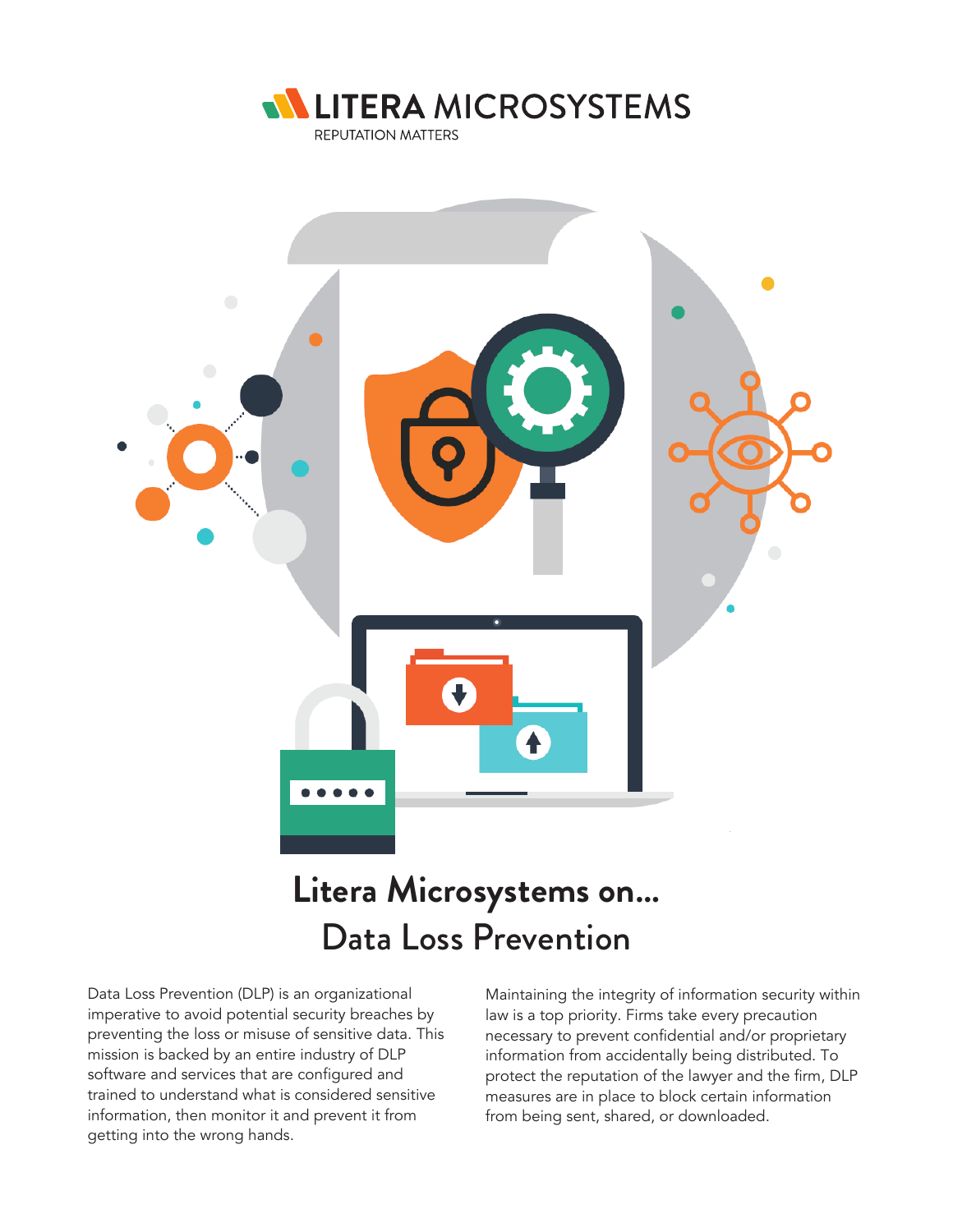LITERA MICROSYSTEMS

REPUTATION MATTERS

# Litera Microsystems on... Data Loss Prevention

Data Loss Prevention (DLP) is an organizational imperative to avoid potential security breaches by preventing the loss or misuse of sensitive data. This mission is backed by an entire industry of DLP software and services that are configured and trained to understand what is considered sensitive information, then monitor it and prevent it from getting into the wrong hands.

Maintaining the integrity of information security within law is a top priority. Firms take every precaution necessary to prevent confidential and/or proprietary information from accidentally being distributed. To protect the reputation of the lawyer and the firm, DLP measures are in place to block certain information from being sent, shared, or downloaded.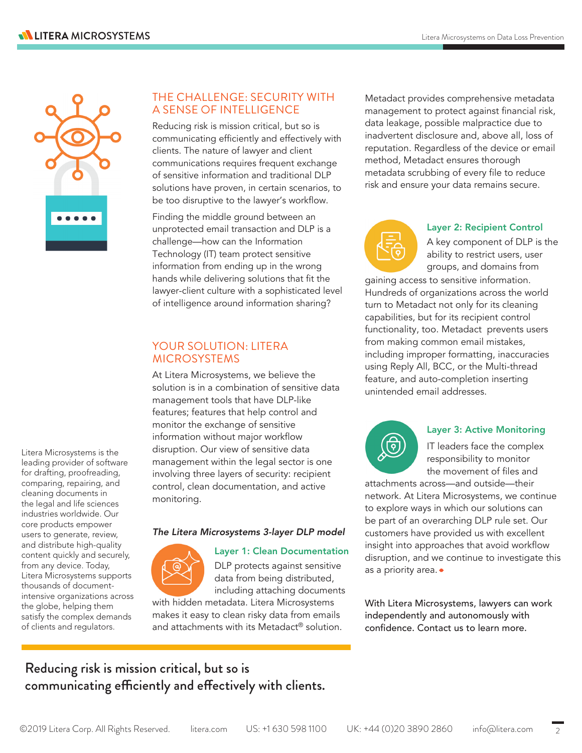Litera Microsystems is the leading provider of software for drafting, proofreading, comparing, repairing, and cleaning documents in the legal and life sciences industries worldwide. Our core products empower users to generate, review, and distribute high-quality content quickly and securely, from any device. Today, Litera Microsystems supports thousands of document-intensive organizations across the globe, helping them satisfy the complex demands of clients and regulators.

## THE CHALLENGE: SECURITY WITH A SENSE OF INTELLIGENCE

Reducing risk is mission critical, but so is communicating efficiently and effectively with clients. The nature of lawyer and client communications requires frequent exchange of sensitive information and traditional DLP solutions have proven, in certain scenarios, to be too disruptive to the lawyer's workflow.

Finding the middle ground between an unprotected email transaction and DLP is a challenge—how can the Information Technology (IT) team protect sensitive information from ending up in the wrong hands while delivering solutions that fit the lawyer-client culture with a sophisticated level of intelligence around information sharing?

## YOUR SOLUTION: LITERA MICROSYSTEMS

At Litera Microsystems, we believe the solution is in a combination of sensitive data management tools that have DLP-like features; features that help control and monitor the exchange of sensitive information without major workflow disruption. Our view of sensitive data management within the legal sector is one involving three layers of security: recipient control, clean documentation, and active monitoring.

***The Litera Microsystems 3-layer DLP model***

### Layer 1: Clean Documentation

DLP protects against sensitive data from being distributed, including attaching documents with hidden metadata. Litera Microsystems makes it easy to clean risky data from emails and attachments with its Metadact® solution.

Metadact provides comprehensive metadata management to protect against financial risk, data leakage, possible malpractice due to inadvertent disclosure and, above all, loss of reputation. Regardless of the device or email method, Metadact ensures thorough metadata scrubbing of every file to reduce risk and ensure your data remains secure.

### Layer 2: Recipient Control

A key component of DLP is the ability to restrict users, user groups, and domains from gaining access to sensitive information. Hundreds of organizations across the world turn to Metadact not only for its cleaning capabilities, but for its recipient control functionality, too. Metadact prevents users from making common email mistakes, including improper formatting, inaccuracies using Reply All, BCC, or the Multi-thread feature, and auto-completion inserting unintended email addresses.

### Layer 3: Active Monitoring

IT leaders face the complex responsibility to monitor the movement of files and attachments across—and outside—their network. At Litera Microsystems, we continue to explore ways in which our solutions can be part of an overarching DLP rule set. Our customers have provided us with excellent insight into approaches that avoid workflow disruption, and we continue to investigate this as a priority area.

With Litera Microsystems, lawyers can work independently and autonomously with confidence. Contact us to learn more.

Reducing risk is mission critical, but so is communicating efficiently and effectively with clients.

©2019 Litera Corp. All Rights Reserved. litera.com US: +1 630 598 1100 UK: +44 (0)20 3890 2860 info@litera.com